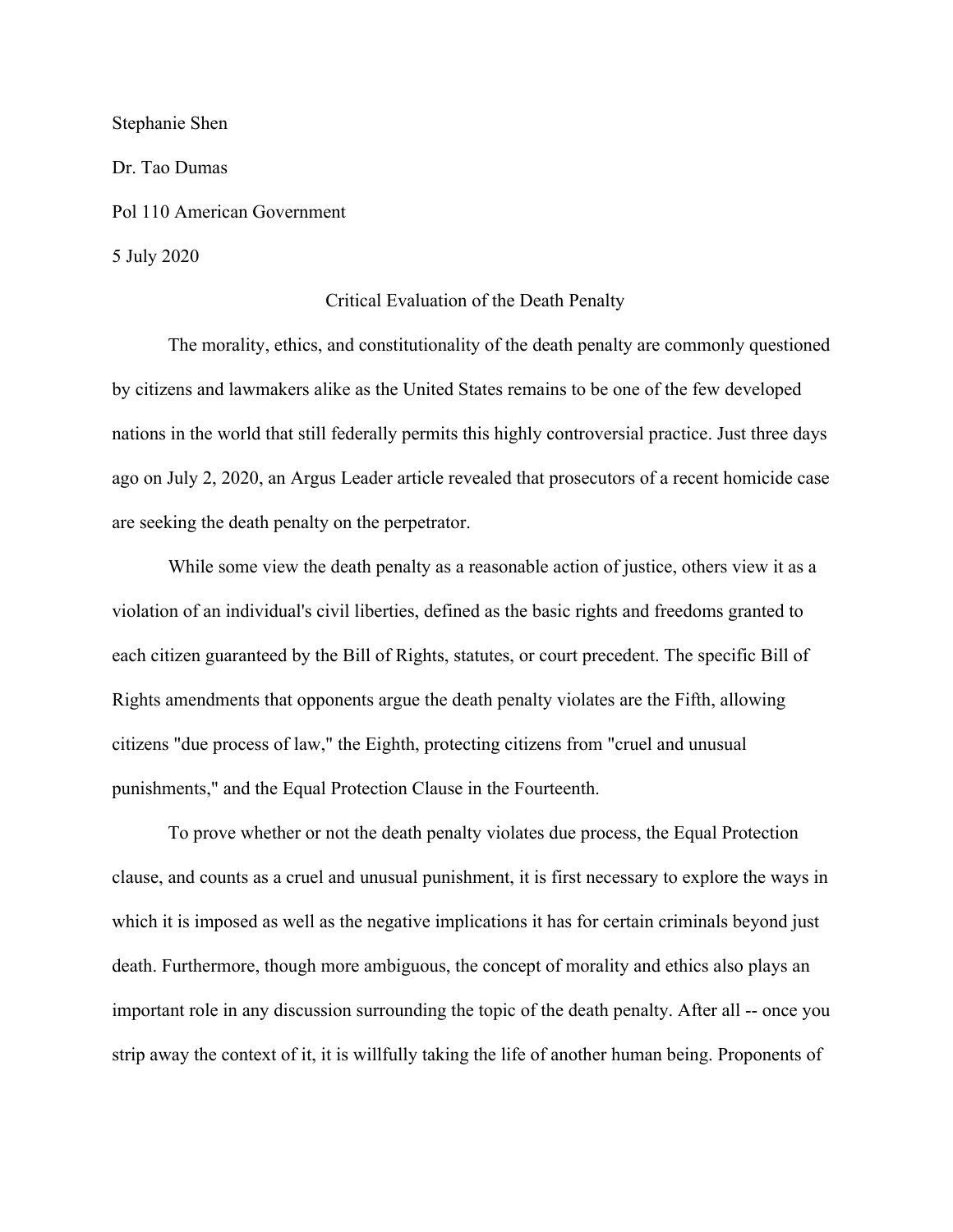Stephanie Shen

Dr. Tao Dumas

Pol 110 American Government

5 July 2020

# Critical Evaluation of the Death Penalty

The morality, ethics, and constitutionality of the death penalty are commonly questioned by citizens and lawmakers alike as the United States remains to be one of the few developed nations in the world that still federally permits this highly controversial practice. Just three days ago on July 2, 2020, an Argus Leader article revealed that prosecutors of a recent homicide case are seeking the death penalty on the perpetrator.

While some view the death penalty as a reasonable action of justice, others view it as a violation of an individual's civil liberties, defined as the basic rights and freedoms granted to each citizen guaranteed by the Bill of Rights, statutes, or court precedent. The specific Bill of Rights amendments that opponents argue the death penalty violates are the Fifth, allowing citizens "due process of law," the Eighth, protecting citizens from "cruel and unusual punishments," and the Equal Protection Clause in the Fourteenth.

To prove whether or not the death penalty violates due process, the Equal Protection clause, and counts as a cruel and unusual punishment, it is first necessary to explore the ways in which it is imposed as well as the negative implications it has for certain criminals beyond just death. Furthermore, though more ambiguous, the concept of morality and ethics also plays an important role in any discussion surrounding the topic of the death penalty. After all -- once you strip away the context of it, it is willfully taking the life of another human being. Proponents of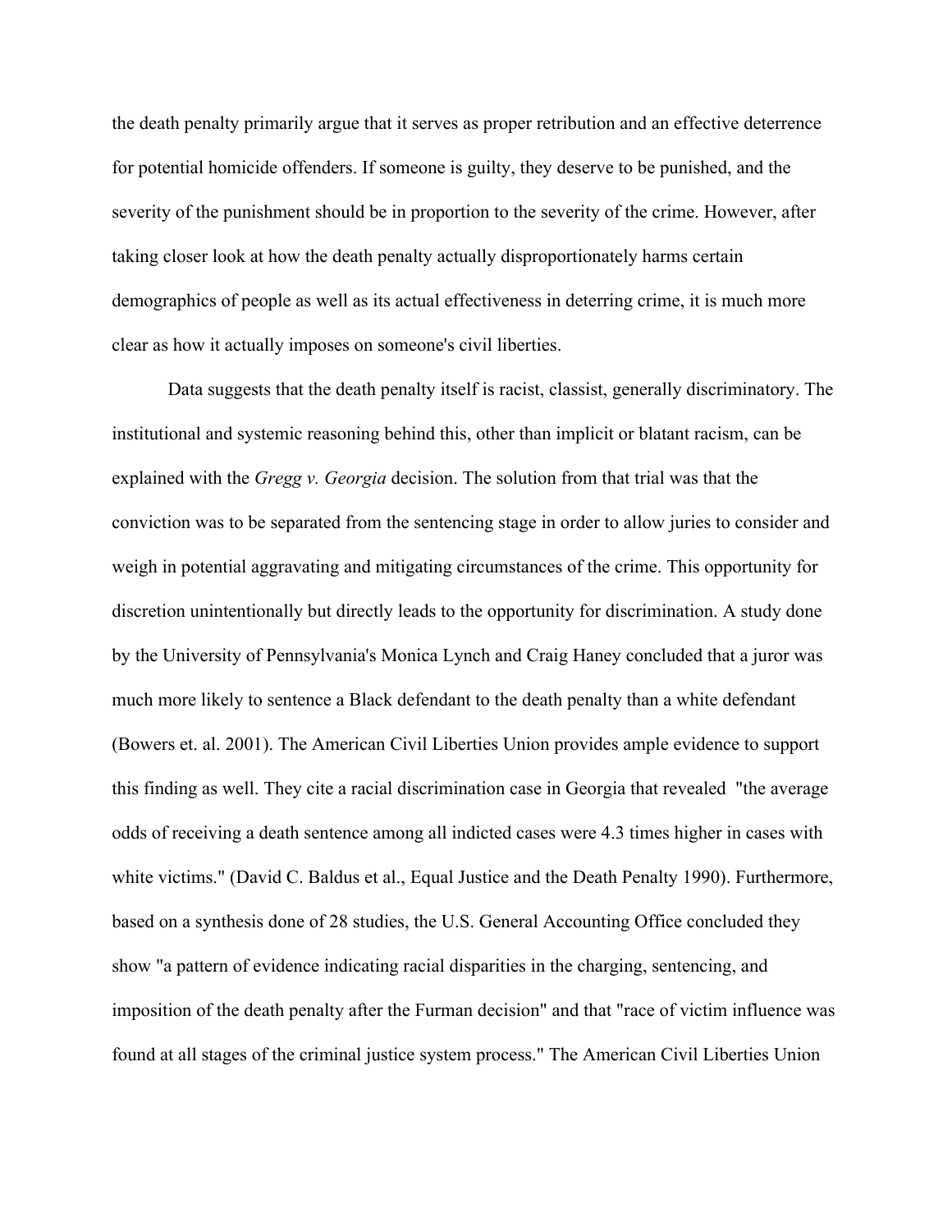the death penalty primarily argue that it serves as proper retribution and an effective deterrence for potential homicide offenders. If someone is guilty, they deserve to be punished, and the severity of the punishment should be in proportion to the severity of the crime. However, after taking closer look at how the death penalty actually disproportionately harms certain demographics of people as well as its actual effectiveness in deterring crime, it is much more clear as how it actually imposes on someone's civil liberties.

Data suggests that the death penalty itself is racist, classist, generally discriminatory. The institutional and systemic reasoning behind this, other than implicit or blatant racism, can be explained with the *Gregg v. Georgia* decision. The solution from that trial was that the conviction was to be separated from the sentencing stage in order to allow juries to consider and weigh in potential aggravating and mitigating circumstances of the crime. This opportunity for discretion unintentionally but directly leads to the opportunity for discrimination. A study done by the University of Pennsylvania's Monica Lynch and Craig Haney concluded that a juror was much more likely to sentence a Black defendant to the death penalty than a white defendant (Bowers et. al. 2001). The American Civil Liberties Union provides ample evidence to support this finding as well. They cite a racial discrimination case in Georgia that revealed "the average odds of receiving a death sentence among all indicted cases were 4.3 times higher in cases with white victims." (David C. Baldus et al., Equal Justice and the Death Penalty 1990). Furthermore, based on a synthesis done of 28 studies, the U.S. General Accounting Office concluded they show "a pattern of evidence indicating racial disparities in the charging, sentencing, and imposition of the death penalty after the Furman decision" and that "race of victim influence was found at all stages of the criminal justice system process." The American Civil Liberties Union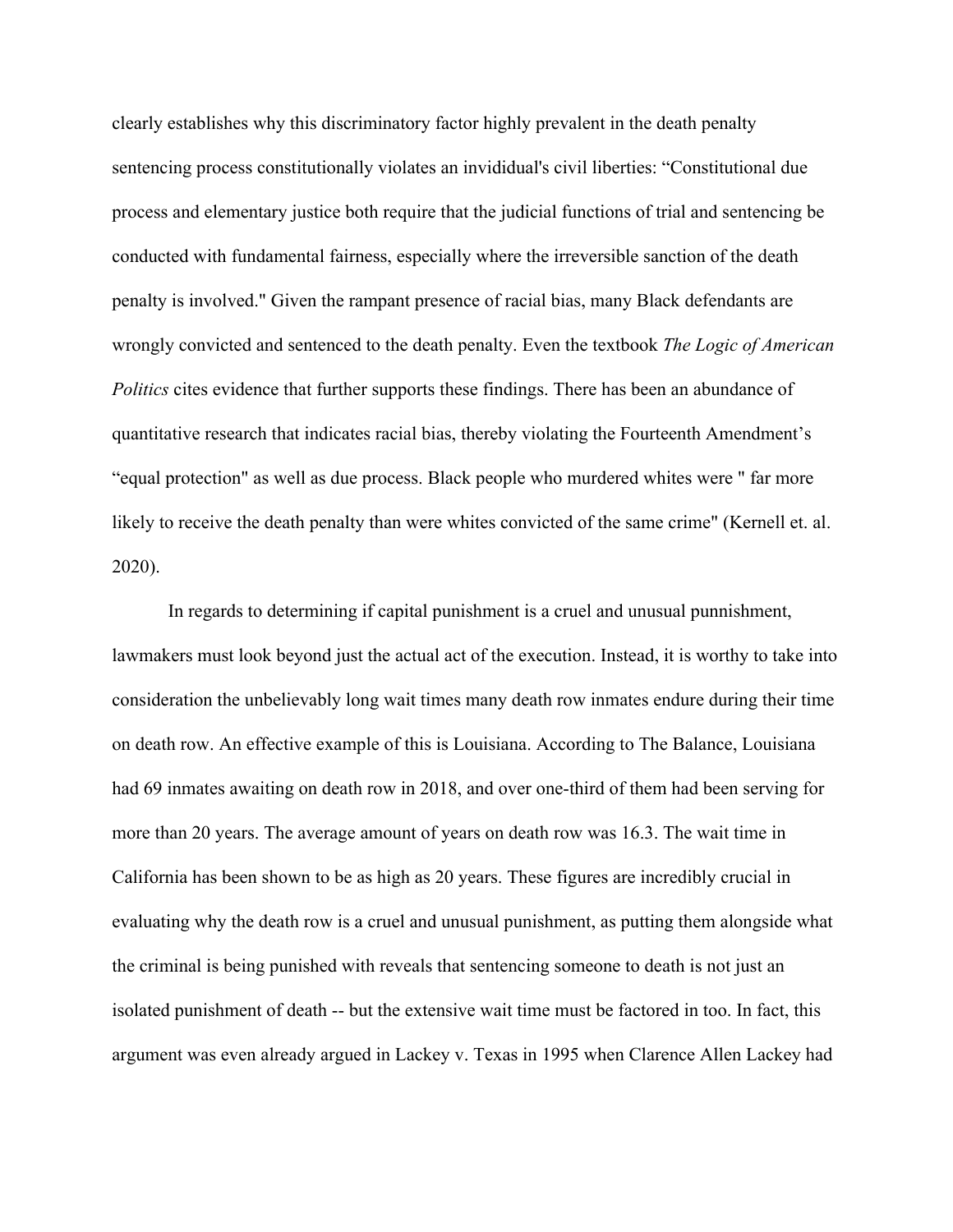clearly establishes why this discriminatory factor highly prevalent in the death penalty sentencing process constitutionally violates an invididual's civil liberties: “Constitutional due process and elementary justice both require that the judicial functions of trial and sentencing be conducted with fundamental fairness, especially where the irreversible sanction of the death penalty is involved." Given the rampant presence of racial bias, many Black defendants are wrongly convicted and sentenced to the death penalty. Even the textbook *The Logic of American Politics* cites evidence that further supports these findings. There has been an abundance of quantitative research that indicates racial bias, thereby violating the Fourteenth Amendment’s “equal protection" as well as due process. Black people who murdered whites were " far more likely to receive the death penalty than were whites convicted of the same crime" (Kernell et. al. 2020).

In regards to determining if capital punishment is a cruel and unusual punnishment, lawmakers must look beyond just the actual act of the execution. Instead, it is worthy to take into consideration the unbelievably long wait times many death row inmates endure during their time on death row. An effective example of this is Louisiana. According to The Balance, Louisiana had 69 inmates awaiting on death row in 2018, and over one-third of them had been serving for more than 20 years. The average amount of years on death row was 16.3. The wait time in California has been shown to be as high as 20 years. These figures are incredibly crucial in evaluating why the death row is a cruel and unusual punishment, as putting them alongside what the criminal is being punished with reveals that sentencing someone to death is not just an isolated punishment of death -- but the extensive wait time must be factored in too. In fact, this argument was even already argued in Lackey v. Texas in 1995 when Clarence Allen Lackey had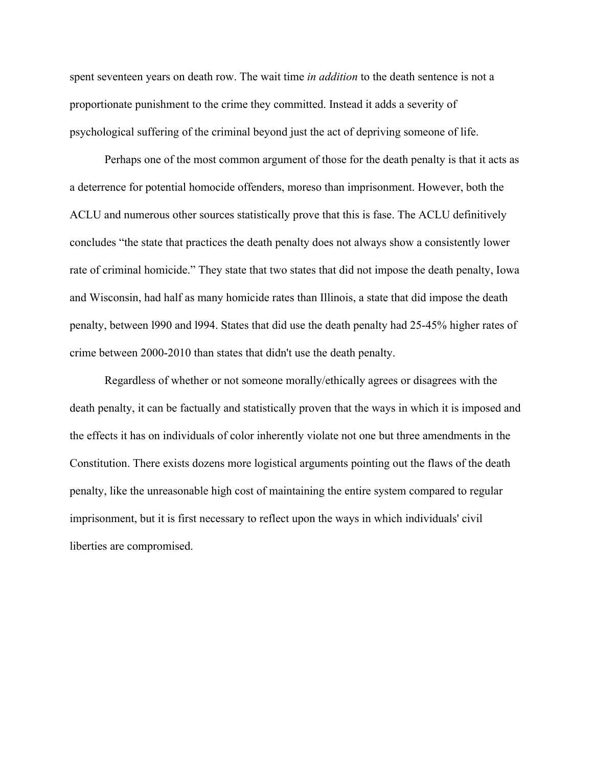spent seventeen years on death row. The wait time *in addition* to the death sentence is not a proportionate punishment to the crime they committed. Instead it adds a severity of psychological suffering of the criminal beyond just the act of depriving someone of life.

Perhaps one of the most common argument of those for the death penalty is that it acts as a deterrence for potential homocide offenders, moreso than imprisonment. However, both the ACLU and numerous other sources statistically prove that this is fase. The ACLU definitively concludes "the state that practices the death penalty does not always show a consistently lower rate of criminal homicide." They state that two states that did not impose the death penalty, Iowa and Wisconsin, had half as many homicide rates than Illinois, a state that did impose the death penalty, between l990 and l994. States that did use the death penalty had 25-45% higher rates of crime between 2000-2010 than states that didn't use the death penalty.

Regardless of whether or not someone morally/ethically agrees or disagrees with the death penalty, it can be factually and statistically proven that the ways in which it is imposed and the effects it has on individuals of color inherently violate not one but three amendments in the Constitution. There exists dozens more logistical arguments pointing out the flaws of the death penalty, like the unreasonable high cost of maintaining the entire system compared to regular imprisonment, but it is first necessary to reflect upon the ways in which individuals' civil liberties are compromised.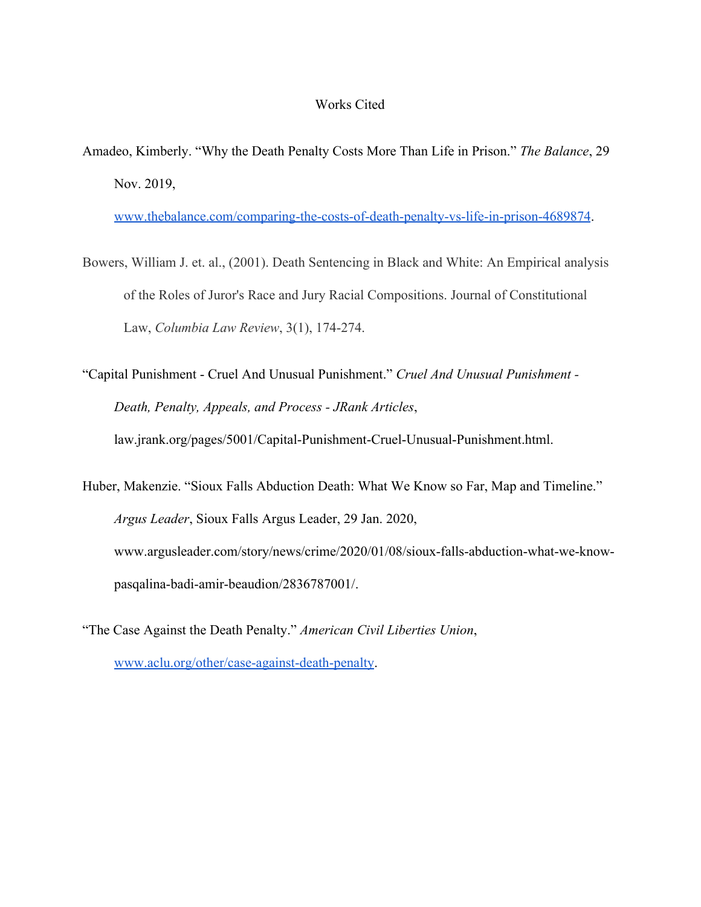# Works Cited

Amadeo, Kimberly. “Why the Death Penalty Costs More Than Life in Prison.” *The Balance*, 29 Nov. 2019, www.thebalance.com/comparing-the-costs-of-death-penalty-vs-life-in-prison-4689874.

Bowers, William J. et. al., (2001). Death Sentencing in Black and White: An Empirical analysis of the Roles of Juror's Race and Jury Racial Compositions. Journal of Constitutional Law, *Columbia Law Review*, 3(1), 174-274.

“Capital Punishment - Cruel And Unusual Punishment.” *Cruel And Unusual Punishment - Death, Penalty, Appeals, and Process - JRank Articles*, law.jrank.org/pages/5001/Capital-Punishment-Cruel-Unusual-Punishment.html.

Huber, Makenzie. “Sioux Falls Abduction Death: What We Know so Far, Map and Timeline.” *Argus Leader*, Sioux Falls Argus Leader, 29 Jan. 2020, www.argusleader.com/story/news/crime/2020/01/08/sioux-falls-abduction-what-we-know-pasqalina-badi-amir-beaudion/2836787001/.

“The Case Against the Death Penalty.” *American Civil Liberties Union*, www.aclu.org/other/case-against-death-penalty.